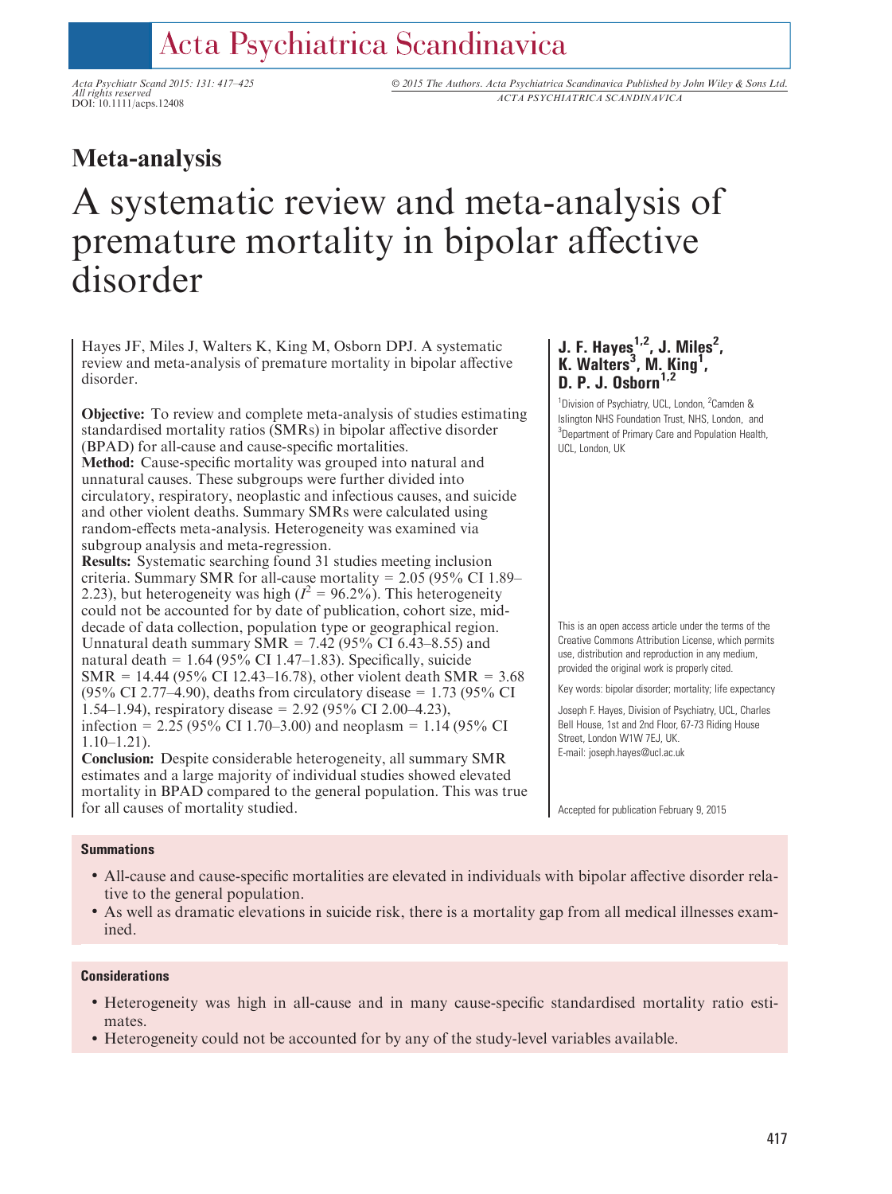# Meta-analysis

# A systematic review and meta-analysis of premature mortality in bipolar affective disorder

**J. F. Hayes[1,2], J. Miles[2], K. Walters[3], M. King[1], D. P. J. Osborn[1,2]**

[1]Division of Psychiatry, UCL, London, [2]Camden & Islington NHS Foundation Trust, NHS, London, and [3]Department of Primary Care and Population Health, UCL, London, UK

Hayes JF, Miles J, Walters K, King M, Osborn DPJ. A systematic review and meta-analysis of premature mortality in bipolar affective disorder.

**Objective:** To review and complete meta-analysis of studies estimating standardised mortality ratios (SMRs) in bipolar affective disorder (BPAD) for all-cause and cause-specific mortalities.

**Method:** Cause-specific mortality was grouped into natural and unnatural causes. These subgroups were further divided into circulatory, respiratory, neoplastic and infectious causes, and suicide and other violent deaths. Summary SMRs were calculated using random-effects meta-analysis. Heterogeneity was examined via subgroup analysis and meta-regression.

**Results:** Systematic searching found 31 studies meeting inclusion criteria. Summary SMR for all-cause mortality = 2.05 (95% CI 1.89–2.23), but heterogeneity was high ($I^2$ = 96.2%). This heterogeneity could not be accounted for by date of publication, cohort size, mid-decade of data collection, population type or geographical region. Unnatural death summary SMR = 7.42 (95% CI 6.43–8.55) and natural death = 1.64 (95% CI 1.47–1.83). Specifically, suicide SMR = 14.44 (95% CI 12.43–16.78), other violent death SMR = 3.68 (95% CI 2.77–4.90), deaths from circulatory disease = 1.73 (95% CI 1.54–1.94), respiratory disease = 2.92 (95% CI 2.00–4.23), infection = 2.25 (95% CI 1.70–3.00) and neoplasm = 1.14 (95% CI 1.10–1.21).

**Conclusion:** Despite considerable heterogeneity, all summary SMR estimates and a large majority of individual studies showed elevated mortality in BPAD compared to the general population. This was true for all causes of mortality studied.

This is an open access article under the terms of the Creative Commons Attribution License, which permits use, distribution and reproduction in any medium, provided the original work is properly cited.

Key words: bipolar disorder; mortality; life expectancy

Joseph F. Hayes, Division of Psychiatry, UCL, Charles Bell House, 1st and 2nd Floor, 67-73 Riding House Street, London W1W 7EJ, UK.
E-mail: joseph.hayes@ucl.ac.uk

Accepted for publication February 9, 2015

### Summations

- All-cause and cause-specific mortalities are elevated in individuals with bipolar affective disorder relative to the general population.
- As well as dramatic elevations in suicide risk, there is a mortality gap from all medical illnesses examined.

### Considerations

- Heterogeneity was high in all-cause and in many cause-specific standardised mortality ratio estimates.
- Heterogeneity could not be accounted for by any of the study-level variables available.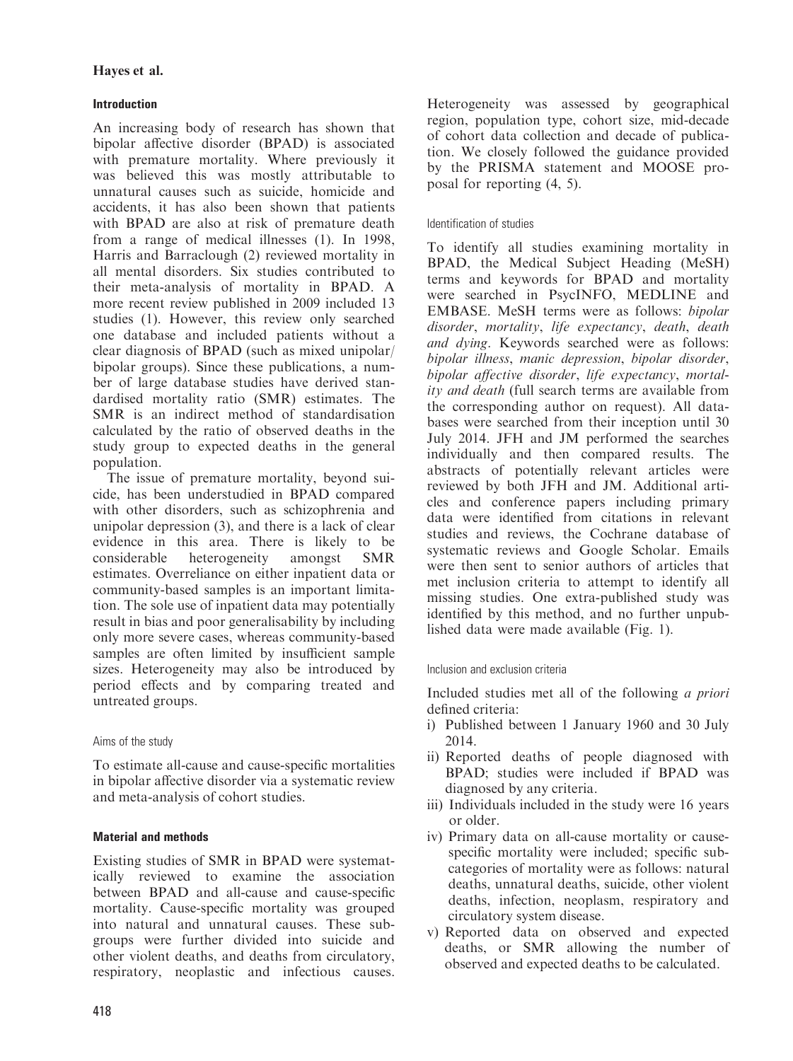## Introduction

An increasing body of research has shown that bipolar affective disorder (BPAD) is associated with premature mortality. Where previously it was believed this was mostly attributable to unnatural causes such as suicide, homicide and accidents, it has also been shown that patients with BPAD are also at risk of premature death from a range of medical illnesses (1). In 1998, Harris and Barraclough (2) reviewed mortality in all mental disorders. Six studies contributed to their meta-analysis of mortality in BPAD. A more recent review published in 2009 included 13 studies (1). However, this review only searched one database and included patients without a clear diagnosis of BPAD (such as mixed unipolar/bipolar groups). Since these publications, a number of large database studies have derived standardised mortality ratio (SMR) estimates. The SMR is an indirect method of standardisation calculated by the ratio of observed deaths in the study group to expected deaths in the general population.

The issue of premature mortality, beyond suicide, has been understudied in BPAD compared with other disorders, such as schizophrenia and unipolar depression (3), and there is a lack of clear evidence in this area. There is likely to be considerable heterogeneity amongst SMR estimates. Overreliance on either inpatient data or community-based samples is an important limitation. The sole use of inpatient data may potentially result in bias and poor generalisability by including only more severe cases, whereas community-based samples are often limited by insufficient sample sizes. Heterogeneity may also be introduced by period effects and by comparing treated and untreated groups.

### Aims of the study

To estimate all-cause and cause-specific mortalities in bipolar affective disorder via a systematic review and meta-analysis of cohort studies.

## Material and methods

Existing studies of SMR in BPAD were systematically reviewed to examine the association between BPAD and all-cause and cause-specific mortality. Cause-specific mortality was grouped into natural and unnatural causes. These subgroups were further divided into suicide and other violent deaths, and deaths from circulatory, respiratory, neoplastic and infectious causes. Heterogeneity was assessed by geographical region, population type, cohort size, mid-decade of cohort data collection and decade of publication. We closely followed the guidance provided by the PRISMA statement and MOOSE proposal for reporting (4, 5).

### Identification of studies

To identify all studies examining mortality in BPAD, the Medical Subject Heading (MeSH) terms and keywords for BPAD and mortality were searched in PsycINFO, MEDLINE and EMBASE. MeSH terms were as follows: *bipolar disorder*, *mortality*, *life expectancy*, *death*, *death and dying*. Keywords searched were as follows: *bipolar illness*, *manic depression*, *bipolar disorder*, *bipolar affective disorder*, *life expectancy*, *mortality and death* (full search terms are available from the corresponding author on request). All databases were searched from their inception until 30 July 2014. JFH and JM performed the searches individually and then compared results. The abstracts of potentially relevant articles were reviewed by both JFH and JM. Additional articles and conference papers including primary data were identified from citations in relevant studies and reviews, the Cochrane database of systematic reviews and Google Scholar. Emails were then sent to senior authors of articles that met inclusion criteria to attempt to identify all missing studies. One extra-published study was identified by this method, and no further unpublished data were made available (Fig. 1).

### Inclusion and exclusion criteria

Included studies met all of the following *a priori* defined criteria:

i) Published between 1 January 1960 and 30 July 2014.
ii) Reported deaths of people diagnosed with BPAD; studies were included if BPAD was diagnosed by any criteria.
iii) Individuals included in the study were 16 years or older.
iv) Primary data on all-cause mortality or cause-specific mortality were included; specific subcategories of mortality were as follows: natural deaths, unnatural deaths, suicide, other violent deaths, infection, neoplasm, respiratory and circulatory system disease.
v) Reported data on observed and expected deaths, or SMR allowing the number of observed and expected deaths to be calculated.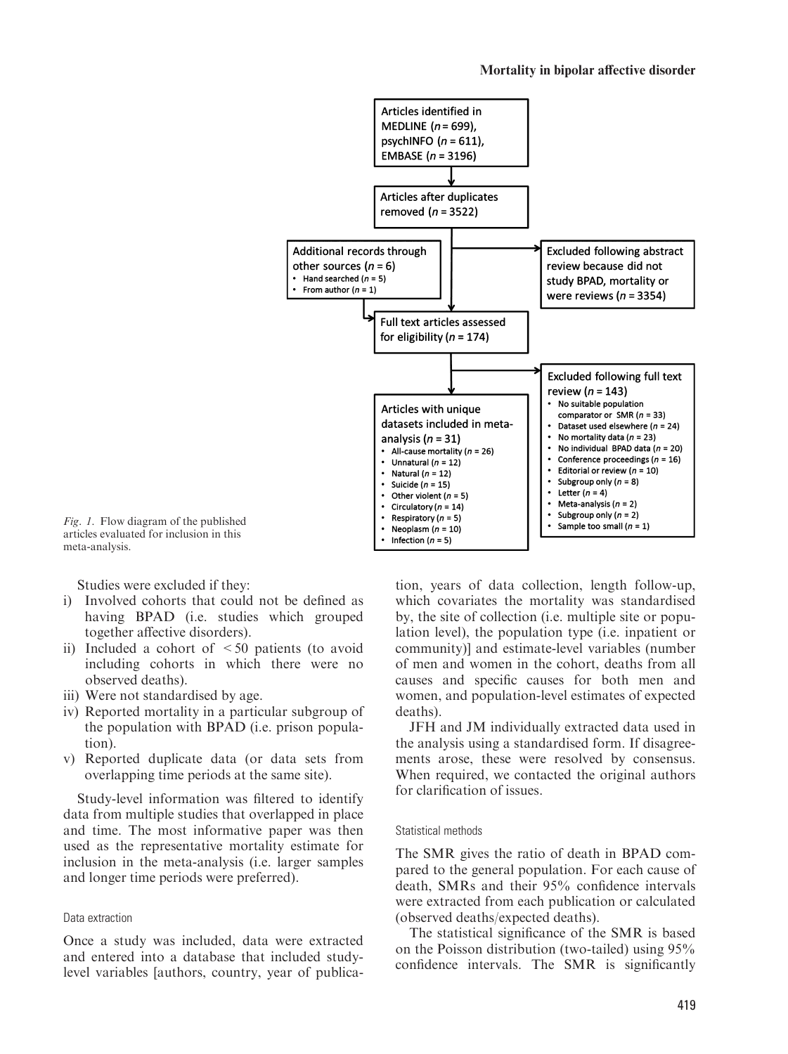Articles identified in MEDLINE ($n$ = 699), psychINFO ($n$ = 611), EMBASE ($n$ = 3196)

Articles after duplicates removed ($n$ = 3522)

Additional records through other sources ($n$ = 6)
- Hand searched ($n$ = 5)
- From author ($n$ = 1)

Excluded following abstract review because did not study BPAD, mortality or were reviews ($n$ = 3354)

Full text articles assessed for eligibility ($n$ = 174)

Excluded following full text review ($n$ = 143)
- No suitable population comparator or SMR ($n$ = 33)
- Dataset used elsewhere ($n$ = 24)
- No mortality data ($n$ = 23)
- No individual BPAD data ($n$ = 20)
- Conference proceedings ($n$ = 16)
- Editorial or review ($n$ = 10)
- Subgroup only ($n$ = 8)
- Letter ($n$ = 4)
- Meta-analysis ($n$ = 2)
- Subgroup only ($n$ = 2)
- Sample too small ($n$ = 1)

Articles with unique datasets included in meta-analysis ($n$ = 31)
- All-cause mortality ($n$ = 26)
- Unnatural ($n$ = 12)
- Natural ($n$ = 12)
- Suicide ($n$ = 15)
- Other violent ($n$ = 5)
- Circulatory ($n$ = 14)
- Respiratory ($n$ = 5)
- Neoplasm ($n$ = 10)
- Infection ($n$ = 5)

*Fig. 1.* Flow diagram of the published articles evaluated for inclusion in this meta-analysis.

Studies were excluded if they:

i) Involved cohorts that could not be defined as having BPAD (i.e. studies which grouped together affective disorders).
ii) Included a cohort of < 50 patients (to avoid including cohorts in which there were no observed deaths).
iii) Were not standardised by age.
iv) Reported mortality in a particular subgroup of the population with BPAD (i.e. prison population).
v) Reported duplicate data (or data sets from overlapping time periods at the same site).

Study-level information was filtered to identify data from multiple studies that overlapped in place and time. The most informative paper was then used as the representative mortality estimate for inclusion in the meta-analysis (i.e. larger samples and longer time periods were preferred).

### Data extraction

Once a study was included, data were extracted and entered into a database that included study-level variables [authors, country, year of publication, years of data collection, length follow-up, which covariates the mortality was standardised by, the site of collection (i.e. multiple site or population level), the population type (i.e. inpatient or community)] and estimate-level variables (number of men and women in the cohort, deaths from all causes and specific causes for both men and women, and population-level estimates of expected deaths).

JFH and JM individually extracted data used in the analysis using a standardised form. If disagreements arose, these were resolved by consensus. When required, we contacted the original authors for clarification of issues.

### Statistical methods

The SMR gives the ratio of death in BPAD compared to the general population. For each cause of death, SMRs and their 95% confidence intervals were extracted from each publication or calculated (observed deaths/expected deaths).

The statistical significance of the SMR is based on the Poisson distribution (two-tailed) using 95% confidence intervals. The SMR is significantly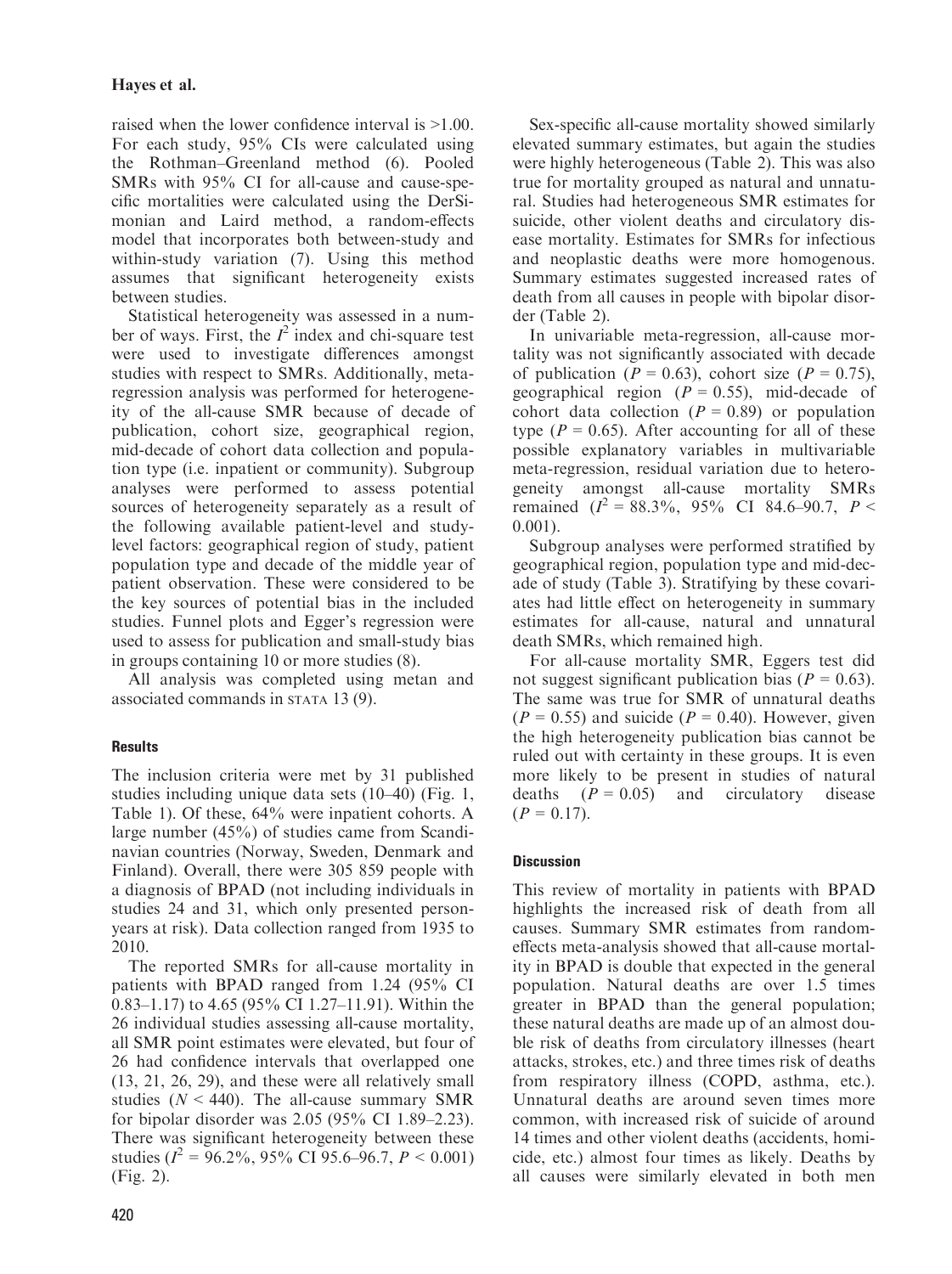raised when the lower confidence interval is >1.00. For each study, 95% CIs were calculated using the Rothman–Greenland method (6). Pooled SMRs with 95% CI for all-cause and cause-specific mortalities were calculated using the DerSimonian and Laird method, a random-effects model that incorporates both between-study and within-study variation (7). Using this method assumes that significant heterogeneity exists between studies.

Statistical heterogeneity was assessed in a number of ways. First, the $I^2$ index and chi-square test were used to investigate differences amongst studies with respect to SMRs. Additionally, meta-regression analysis was performed for heterogeneity of the all-cause SMR because of decade of publication, cohort size, geographical region, mid-decade of cohort data collection and population type (i.e. inpatient or community). Subgroup analyses were performed to assess potential sources of heterogeneity separately as a result of the following available patient-level and study-level factors: geographical region of study, patient population type and decade of the middle year of patient observation. These were considered to be the key sources of potential bias in the included studies. Funnel plots and Egger's regression were used to assess for publication and small-study bias in groups containing 10 or more studies (8).

All analysis was completed using metan and associated commands in STATA 13 (9).

## Results

The inclusion criteria were met by 31 published studies including unique data sets (10–40) (Fig. 1, Table 1). Of these, 64% were inpatient cohorts. A large number (45%) of studies came from Scandinavian countries (Norway, Sweden, Denmark and Finland). Overall, there were 305 859 people with a diagnosis of BPAD (not including individuals in studies 24 and 31, which only presented person-years at risk). Data collection ranged from 1935 to 2010.

The reported SMRs for all-cause mortality in patients with BPAD ranged from 1.24 (95% CI 0.83–1.17) to 4.65 (95% CI 1.27–11.91). Within the 26 individual studies assessing all-cause mortality, all SMR point estimates were elevated, but four of 26 had confidence intervals that overlapped one (13, 21, 26, 29), and these were all relatively small studies ($N$ < 440). The all-cause summary SMR for bipolar disorder was 2.05 (95% CI 1.89–2.23). There was significant heterogeneity between these studies ($I^2$ = 96.2%, 95% CI 95.6–96.7, $P$ < 0.001) (Fig. 2).

Sex-specific all-cause mortality showed similarly elevated summary estimates, but again the studies were highly heterogeneous (Table 2). This was also true for mortality grouped as natural and unnatural. Studies had heterogeneous SMR estimates for suicide, other violent deaths and circulatory disease mortality. Estimates for SMRs for infectious and neoplastic deaths were more homogenous. Summary estimates suggested increased rates of death from all causes in people with bipolar disorder (Table 2).

In univariable meta-regression, all-cause mortality was not significantly associated with decade of publication ($P$ = 0.63), cohort size ($P$ = 0.75), geographical region ($P$ = 0.55), mid-decade of cohort data collection ($P$ = 0.89) or population type ($P$ = 0.65). After accounting for all of these possible explanatory variables in multivariable meta-regression, residual variation due to heterogeneity amongst all-cause mortality SMRs remained ($I^2$ = 88.3%, 95% CI 84.6–90.7, $P$ < 0.001).

Subgroup analyses were performed stratified by geographical region, population type and mid-decade of study (Table 3). Stratifying by these covariates had little effect on heterogeneity in summary estimates for all-cause, natural and unnatural death SMRs, which remained high.

For all-cause mortality SMR, Eggers test did not suggest significant publication bias ($P$ = 0.63). The same was true for SMR of unnatural deaths ($P$ = 0.55) and suicide ($P$ = 0.40). However, given the high heterogeneity publication bias cannot be ruled out with certainty in these groups. It is even more likely to be present in studies of natural deaths ($P$ = 0.05) and circulatory disease ($P$ = 0.17).

## Discussion

This review of mortality in patients with BPAD highlights the increased risk of death from all causes. Summary SMR estimates from random-effects meta-analysis showed that all-cause mortality in BPAD is double that expected in the general population. Natural deaths are over 1.5 times greater in BPAD than the general population; these natural deaths are made up of an almost double risk of deaths from circulatory illnesses (heart attacks, strokes, etc.) and three times risk of deaths from respiratory illness (COPD, asthma, etc.). Unnatural deaths are around seven times more common, with increased risk of suicide of around 14 times and other violent deaths (accidents, homicide, etc.) almost four times as likely. Deaths by all causes were similarly elevated in both men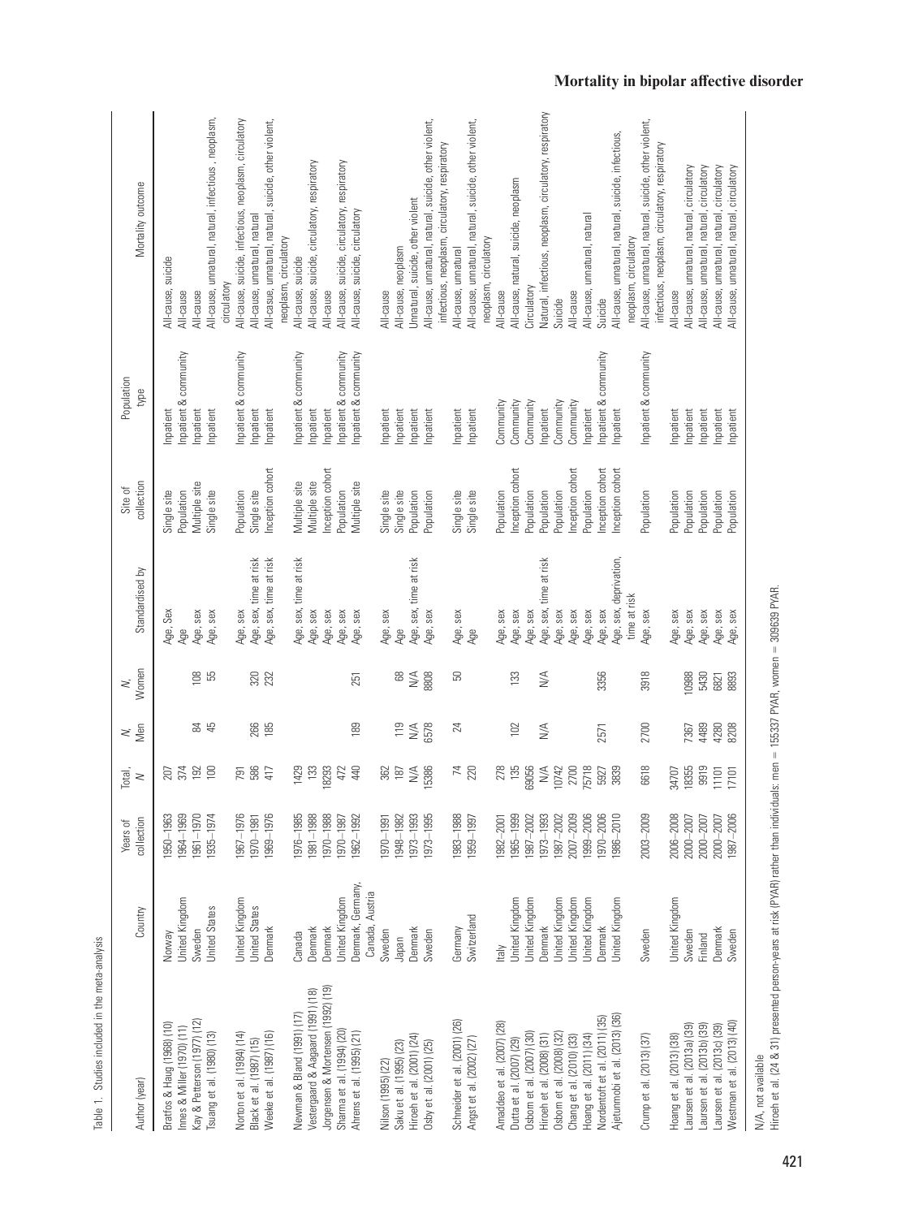Table 1. Studies included in the meta-analysis

| Author (year) | Country | Years of collection | Total, N | N, Men | N, Women | Standardised by | Site of collection | Population type | Mortality outcome |
|---|---|---|---|---|---|---|---|---|---|
| Bratfos & Haug (1968) (10) | Norway | 1950–1963 | 207 | | | Age, Sex | Single site | Inpatient | All-cause, suicide |
| Innes & Millar (1970) (11) | United Kingdom | 1964–1969 | 374 | | | Age | Population | Inpatient & community | All-cause |
| Kay & Petterson (1977) (12) | Sweden | 1961–1970 | 192 | 84 | 108 | Age, sex | Multiple site | Inpatient | All-cause |
| Tsuang et al. (1980) (13) | United States | 1935–1974 | 100 | 45 | 55 | Age, sex | Single site | Inpatient | All-cause, unnatural, natural, infectious , neoplasm, circulatory |
| Norton et al. (1984) (14) | United Kingdom | 1967–1976 | 791 | | | Age, sex | Population | Inpatient & community | All-cause, suicide, infectious, neoplasm, circulatory |
| Black et al. (1987) (15) | United States | 1970–1981 | 586 | 266 | 320 | Age, sex, time at risk | Single site | Inpatient | All-cause, unnatural, natural |
| Weeke et al. (1987) (16) | Denmark | 1969–1976 | 417 | 185 | 232 | Age, sex, time at risk | Inception cohort | Inpatient | All-cause, unnatural, natural, suicide, other violent, neoplasm, circulatory |
| Newman & Bland (1991) (17) | Canada | 1976–1985 | 1429 | | | Age, sex, time at risk | Multiple site | Inpatient & community | All-cause, suicide |
| Vestergaard & Aagaard (1991) (18) | Denmark | 1981–1988 | 133 | | | Age, sex | Multiple site | Inpatient | All-cause, suicide, circulatory, respiratory |
| Jorgensen & Mortensen (1992) (19) | Denmark | 1970–1988 | 18293 | | | Age, sex | Inception cohort | Inpatient | All-cause |
| Sharma et al. (1994) (20) | United Kingdom | 1970–1987 | 472 | | | Age, sex | Population | Inpatient & community | All-cause, suicide, circulatory, respiratory |
| Ahrens et al. (1995) (21) | Denmark, Germany, Canada, Austria | 1962–1992 | 440 | 189 | 251 | Age, sex | Multiple site | Inpatient & community | All-cause, suicide, circulatory |
| Nilson (1995) (22) | Sweden | 1970–1991 | 362 | | | Age, sex | Single site | Inpatient | All-cause |
| Sakai et al. (1995) (23) | Japan | 1948–1982 | 187 | 119 | 68 | Age | Single site | Inpatient | All-cause, neoplasm |
| Hiroeh et al. (2001) (24) | Denmark | 1973–1993 | N/A | N/A | N/A | Age, sex, time at risk | Population | Inpatient | Unnatural, suicide, other violent |
| Osby et al. (2001) (25) | Sweden | 1973–1995 | 15386 | 6578 | 8808 | Age, sex | Population | Inpatient | All-cause, unnatural, natural, suicide, other violent, infectious, neoplasm, circulatory, respiratory |
| Schneider et al. (2001) (26) | Germany | 1983–1988 | 74 | 24 | 50 | Age, sex | Single site | Inpatient | All-cause, unnatural |
| Angst et al. (2002) (27) | Switzerland | 1959–1997 | 220 | | | Age | Single site | Inpatient | All-cause, unnatural, natural, suicide, other violent, neoplasm, circulatory |
| Amaddeo et al. (2007) (28) | Italy | 1982–2001 | 278 | | | Age, sex | Population | Community | All-cause |
| Dutta et al. (2007) (29) | United Kingdom | 1965–1999 | 135 | 102 | 133 | Age, sex | Inception cohort | Community | All-cause, natural, suicide, neoplasm |
| Osborn et al. (2007) (30) | United Kingdom | 1987–2002 | 69056 | | | Age, sex | Population | Community | Circulatory |
| Hiroeh et al. (2008) (31) | Denmark | 1973–1993 | N/A | N/A | N/A | Age, sex, time at risk | Population | Inpatient | Natural, infectious, neoplasm, circulatory, respiratory |
| Osborn et al. (2008) (32) | United Kingdom | 1987–2002 | 10742 | | | Age, sex | Population | Community | Suicide |
| Chang et al. (2010) (33) | United Kingdom | 2007–2009 | 2700 | | | Age, sex | Inception cohort | Community | All-cause |
| Hoang et al. (2011) (34) | United Kingdom | 1999–2006 | 75718 | | | Age, sex | Population | Inpatient | All-cause, unnatural, natural |
| Nordentoft et al. (2011) (35) | Denmark | 1970–2006 | 5927 | 2571 | 3356 | Age, sex | Inception cohort | Inpatient & community | Suicide |
| Ajetunmobi et al. (2013) (36) | United Kingdom | 1986–2010 | 3839 | | | Age, sex, deprivation, time at risk | Inception cohort | Inpatient | All-cause, unnatural, natural, suicide, infectious, neoplasm, circulatory |
| Crump et al. (2013) (37) | Sweden | 2003–2009 | 6618 | 2700 | 3918 | Age, sex | Population | Inpatient & community | All-cause, unnatural, natural, suicide, other violent, infectious, neoplasm, circulatory, respiratory |
| Hoang et al. (2013) (38) | United Kingdom | 2006–2008 | 34707 | | | Age, sex | Population | Inpatient | All-cause |
| Laursen et al. (2013a) (39) | Sweden | 2000–2007 | 18355 | 7367 | 10988 | Age, sex | Population | Inpatient | All-cause, unnatural, natural, circulatory |
| Laursen et al. (2013b) (39) | Finland | 2000–2007 | 9919 | 4489 | 5430 | Age, sex | Population | Inpatient | All-cause, unnatural, natural, circulatory |
| Laursen et al. (2013c) (39) | Denmark | 2000–2007 | 11101 | 4280 | 6821 | Age, sex | Population | Inpatient | All-cause, unnatural, natural, circulatory |
| Westman et al. (2013) (40) | Sweden | 1987–2006 | 17101 | 8208 | 8893 | Age, sex | Population | Inpatient | All-cause, unnatural, natural, circulatory |

N/A, not available.
Hiroeh et al. (24 & 31) presented person-years at risk (PYAR) rather than individuals: men = 155337 PYAR, women = 309639 PYAR.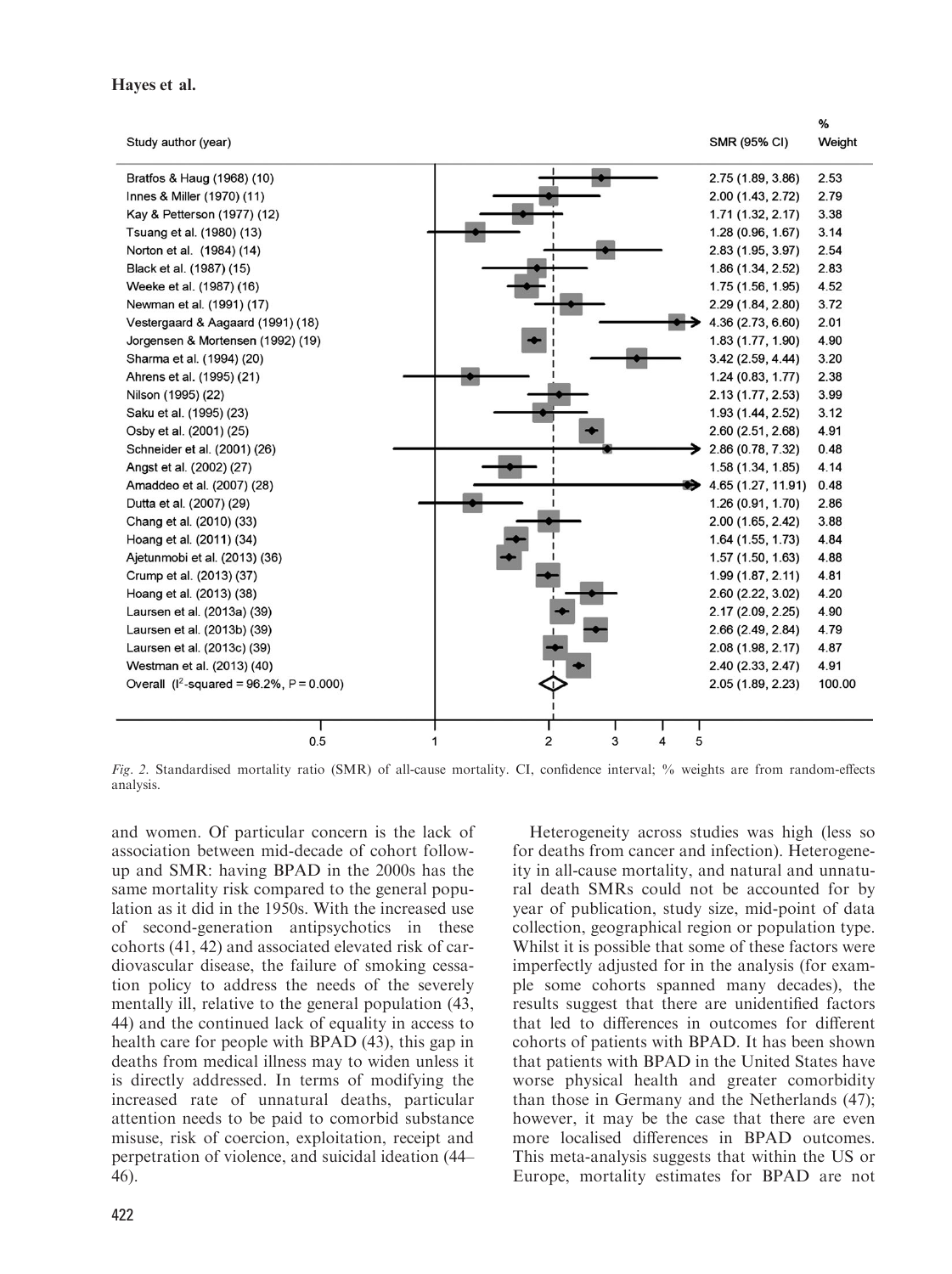| Study author (year) | SMR (95% CI) | % Weight |
|---|---|---|
| Bratfos & Haug (1968) (10) | 2.75 (1.89, 3.86) | 2.53 |
| Innes & Miller (1970) (11) | 2.00 (1.43, 2.72) | 2.79 |
| Kay & Petterson (1977) (12) | 1.71 (1.32, 2.17) | 3.38 |
| Tsuang et al. (1980) (13) | 1.28 (0.96, 1.67) | 3.14 |
| Norton et al. (1984) (14) | 2.83 (1.95, 3.97) | 2.54 |
| Black et al. (1987) (15) | 1.86 (1.34, 2.52) | 2.83 |
| Weeke et al. (1987) (16) | 1.75 (1.56, 1.95) | 4.52 |
| Newman et al. (1991) (17) | 2.29 (1.84, 2.80) | 3.72 |
| Vestergaard & Aagaard (1991) (18) | 4.36 (2.73, 6.60) | 2.01 |
| Jorgensen & Mortensen (1992) (19) | 1.83 (1.77, 1.90) | 4.90 |
| Sharma et al. (1994) (20) | 3.42 (2.59, 4.44) | 3.20 |
| Ahrens et al. (1995) (21) | 1.24 (0.83, 1.77) | 2.38 |
| Nilson (1995) (22) | 2.13 (1.77, 2.53) | 3.99 |
| Saku et al. (1995) (23) | 1.93 (1.44, 2.52) | 3.12 |
| Osby et al. (2001) (25) | 2.60 (2.51, 2.68) | 4.91 |
| Schneider et al. (2001) (26) | 2.86 (0.78, 7.32) | 0.48 |
| Angst et al. (2002) (27) | 1.58 (1.34, 1.85) | 4.14 |
| Amaddeo et al. (2007) (28) | 4.65 (1.27, 11.91) | 0.48 |
| Dutta et al. (2007) (29) | 1.26 (0.91, 1.70) | 2.86 |
| Chang et al. (2010) (33) | 2.00 (1.65, 2.42) | 3.88 |
| Hoang et al. (2011) (34) | 1.64 (1.55, 1.73) | 4.84 |
| Ajetunmobi et al. (2013) (36) | 1.57 (1.50, 1.63) | 4.88 |
| Crump et al. (2013) (37) | 1.99 (1.87, 2.11) | 4.81 |
| Hoang et al. (2013) (38) | 2.60 (2.22, 3.02) | 4.20 |
| Laursen et al. (2013a) (39) | 2.17 (2.09, 2.25) | 4.90 |
| Laursen et al. (2013b) (39) | 2.66 (2.49, 2.84) | 4.79 |
| Laursen et al. (2013c) (39) | 2.08 (1.98, 2.17) | 4.87 |
| Westman et al. (2013) (40) | 2.40 (2.33, 2.47) | 4.91 |
| Overall ($I^2$-squared = 96.2%, P = 0.000) | 2.05 (1.89, 2.23) | 100.00 |

*Fig. 2.* Standardised mortality ratio (SMR) of all-cause mortality. CI, confidence interval; % weights are from random-effects analysis.

and women. Of particular concern is the lack of association between mid-decade of cohort follow-up and SMR: having BPAD in the 2000s has the same mortality risk compared to the general population as it did in the 1950s. With the increased use of second-generation antipsychotics in these cohorts (41, 42) and associated elevated risk of cardiovascular disease, the failure of smoking cessation policy to address the needs of the severely mentally ill, relative to the general population (43, 44) and the continued lack of equality in access to health care for people with BPAD (43), this gap in deaths from medical illness may to widen unless it is directly addressed. In terms of modifying the increased rate of unnatural deaths, particular attention needs to be paid to comorbid substance misuse, risk of coercion, exploitation, receipt and perpetration of violence, and suicidal ideation (44–46).

Heterogeneity across studies was high (less so for deaths from cancer and infection). Heterogeneity in all-cause mortality, and natural and unnatural death SMRs could not be accounted for by year of publication, study size, mid-point of data collection, geographical region or population type. Whilst it is possible that some of these factors were imperfectly adjusted for in the analysis (for example some cohorts spanned many decades), the results suggest that there are unidentified factors that led to differences in outcomes for different cohorts of patients with BPAD. It has been shown that patients with BPAD in the United States have worse physical health and greater comorbidity than those in Germany and the Netherlands (47); however, it may be the case that there are even more localised differences in BPAD outcomes. This meta-analysis suggests that within the US or Europe, mortality estimates for BPAD are not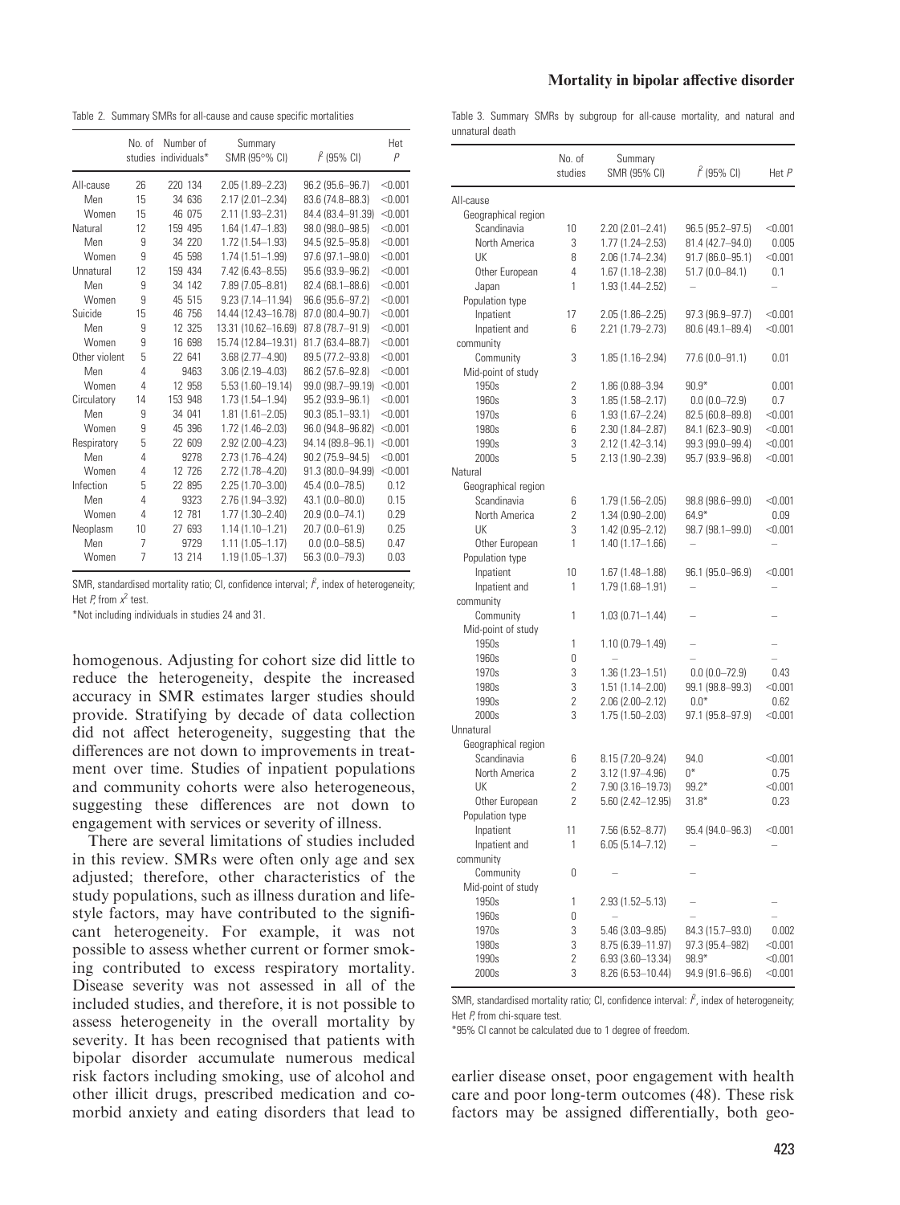Table 2. Summary SMRs for all-cause and cause specific mortalities

| | No. of studies | Number of individuals* | Summary SMR (95°% CI) | $I^2$ (95% CI) | Het $P$ |
|---|---|---|---|---|---|
| All-cause | 26 | 220 134 | 2.05 (1.89–2.23) | 96.2 (95.6–96.7) | <0.001 |
| Men | 15 | 34 636 | 2.17 (2.01–2.34) | 83.6 (74.8–88.3) | <0.001 |
| Women | 15 | 46 075 | 2.11 (1.93–2.31) | 84.4 (83.4–91.39) | <0.001 |
| Natural | 12 | 159 495 | 1.64 (1.47–1.83) | 98.0 (98.0–98.5) | <0.001 |
| Men | 9 | 34 220 | 1.72 (1.54–1.93) | 94.5 (92.5–95.8) | <0.001 |
| Women | 9 | 45 598 | 1.74 (1.51–1.99) | 97.6 (97.1–98.0) | <0.001 |
| Unnatural | 12 | 159 434 | 7.42 (6.43–8.55) | 95.6 (93.9–96.2) | <0.001 |
| Men | 9 | 34 142 | 7.89 (7.05–8.81) | 82.4 (68.1–88.6) | <0.001 |
| Women | 9 | 45 515 | 9.23 (7.14–11.94) | 96.6 (95.6–97.2) | <0.001 |
| Suicide | 15 | 46 756 | 14.44 (12.43–16.78) | 87.0 (80.4–90.7) | <0.001 |
| Men | 9 | 12 325 | 13.31 (10.62–16.69) | 87.8 (78.7–91.9) | <0.001 |
| Women | 9 | 16 698 | 15.74 (12.84–19.31) | 81.7 (63.4–88.7) | <0.001 |
| Other violent | 5 | 22 641 | 3.68 (2.77–4.90) | 89.5 (77.2–93.8) | <0.001 |
| Men | 4 | 9463 | 3.06 (2.19–4.03) | 86.2 (57.6–92.8) | <0.001 |
| Women | 4 | 12 958 | 5.53 (1.60–19.14) | 99.0 (98.7–99.19) | <0.001 |
| Circulatory | 14 | 153 948 | 1.73 (1.54–1.94) | 95.2 (93.9–96.1) | <0.001 |
| Men | 9 | 34 041 | 1.81 (1.61–2.05) | 90.3 (85.1–93.1) | <0.001 |
| Women | 9 | 45 396 | 1.72 (1.46–2.03) | 96.0 (94.8–96.82) | <0.001 |
| Respiratory | 5 | 22 609 | 2.92 (2.00–4.23) | 94.14 (89.8–96.1) | <0.001 |
| Men | 4 | 9278 | 2.73 (1.76–4.24) | 90.2 (75.9–94.5) | <0.001 |
| Women | 4 | 12 726 | 2.72 (1.78–4.20) | 91.3 (80.0–94.99) | <0.001 |
| Infection | 5 | 22 895 | 2.25 (1.70–3.00) | 45.4 (0.0–78.5) | 0.12 |
| Men | 4 | 9323 | 2.76 (1.94–3.92) | 43.1 (0.0–80.0) | 0.15 |
| Women | 4 | 12 781 | 1.77 (1.30–2.40) | 20.9 (0.0–74.1) | 0.29 |
| Neoplasm | 10 | 27 693 | 1.14 (1.10–1.21) | 20.7 (0.0–61.9) | 0.25 |
| Men | 7 | 9729 | 1.11 (1.05–1.17) | 0.0 (0.0–58.5) | 0.47 |
| Women | 7 | 13 214 | 1.19 (1.05–1.37) | 56.3 (0.0–79.3) | 0.03 |

SMR, standardised mortality ratio; CI, confidence interval; $I^2$, index of heterogeneity; Het $P$, from $x^2$ test.

*Not including individuals in studies 24 and 31.

homogenous. Adjusting for cohort size did little to reduce the heterogeneity, despite the increased accuracy in SMR estimates larger studies should provide. Stratifying by decade of data collection did not affect heterogeneity, suggesting that the differences are not down to improvements in treatment over time. Studies of inpatient populations and community cohorts were also heterogeneous, suggesting these differences are not down to engagement with services or severity of illness.

There are several limitations of studies included in this review. SMRs were often only age and sex adjusted; therefore, other characteristics of the study populations, such as illness duration and lifestyle factors, may have contributed to the significant heterogeneity. For example, it was not possible to assess whether current or former smoking contributed to excess respiratory mortality. Disease severity was not assessed in all of the included studies, and therefore, it is not possible to assess heterogeneity in the overall mortality by severity. It has been recognised that patients with bipolar disorder accumulate numerous medical risk factors including smoking, use of alcohol and other illicit drugs, prescribed medication and comorbid anxiety and eating disorders that lead to earlier disease onset, poor engagement with health care and poor long-term outcomes (48). These risk factors may be assigned differentially, both geo-

Table 3. Summary SMRs by subgroup for all-cause mortality, and natural and unnatural death

| | No. of studies | Summary SMR (95% CI) | $I^2$ (95% CI) | Het $P$ |
|---|---|---|---|---|
| All-cause | | | | |
| Geographical region | | | | |
| Scandinavia | 10 | 2.20 (2.01–2.41) | 96.5 (95.2–97.5) | <0.001 |
| North America | 3 | 1.77 (1.24–2.53) | 81.4 (42.7–94.0) | 0.005 |
| UK | 8 | 2.06 (1.74–2.34) | 91.7 (86.0–95.1) | <0.001 |
| Other European | 4 | 1.67 (1.18–2.38) | 51.7 (0.0–84.1) | 0.1 |
| Japan | 1 | 1.93 (1.44–2.52) | – | – |
| Population type | | | | |
| Inpatient | 17 | 2.05 (1.86–2.25) | 97.3 (96.9–97.7) | <0.001 |
| Inpatient and community | 6 | 2.21 (1.79–2.73) | 80.6 (49.1–89.4) | <0.001 |
| Community | 3 | 1.85 (1.16–2.94) | 77.6 (0.0–91.1) | 0.01 |
| Mid-point of study | | | | |
| 1950s | 2 | 1.86 (0.88–3.94 | 90.9* | 0.001 |
| 1960s | 3 | 1.85 (1.58–2.17) | 0.0 (0.0–72.9) | 0.7 |
| 1970s | 6 | 1.93 (1.67–2.24) | 82.5 (60.8–89.8) | <0.001 |
| 1980s | 6 | 2.30 (1.84–2.87) | 84.1 (62.3–90.9) | <0.001 |
| 1990s | 3 | 2.12 (1.42–3.14) | 99.3 (99.0–99.4) | <0.001 |
| 2000s | 5 | 2.13 (1.90–2.39) | 95.7 (93.9–96.8) | <0.001 |
| Natural | | | | |
| Geographical region | | | | |
| Scandinavia | 6 | 1.79 (1.56–2.05) | 98.8 (98.6–99.0) | <0.001 |
| North America | 2 | 1.34 (0.90–2.00) | 64.9* | 0.09 |
| UK | 3 | 1.42 (0.95–2.12) | 98.7 (98.1–99.0) | <0.001 |
| Other European | 1 | 1.40 (1.17–1.66) | – | – |
| Population type | | | | |
| Inpatient | 10 | 1.67 (1.48–1.88) | 96.1 (95.0–96.9) | <0.001 |
| Inpatient and community | 1 | 1.79 (1.68–1.91) | – | – |
| Community | 1 | 1.03 (0.71–1.44) | – | – |
| Mid-point of study | | | | |
| 1950s | 1 | 1.10 (0.79–1.49) | – | – |
| 1960s | 0 | – | – | – |
| 1970s | 3 | 1.36 (1.23–1.51) | 0.0 (0.0–72.9) | 0.43 |
| 1980s | 3 | 1.51 (1.14–2.00) | 99.1 (98.8–99.3) | <0.001 |
| 1990s | 2 | 2.06 (2.00–2.12) | 0.0* | 0.62 |
| 2000s | 3 | 1.75 (1.50–2.03) | 97.1 (95.8–97.9) | <0.001 |
| Unnatural | | | | |
| Geographical region | | | | |
| Scandinavia | 6 | 8.15 (7.20–9.24) | 94.0 | <0.001 |
| North America | 2 | 3.12 (1.97–4.96) | 0* | 0.75 |
| UK | 2 | 7.90 (3.16–19.73) | 99.2* | <0.001 |
| Other European | 2 | 5.60 (2.42–12.95) | 31.8* | 0.23 |
| Population type | | | | |
| Inpatient | 11 | 7.56 (6.52–8.77) | 95.4 (94.0–96.3) | <0.001 |
| Inpatient and community | 1 | 6.05 (5.14–7.12) | – | – |
| Community | 0 | – | – | |
| Mid-point of study | | | | |
| 1950s | 1 | 2.93 (1.52–5.13) | – | – |
| 1960s | 0 | – | – | – |
| 1970s | 3 | 5.46 (3.03–9.85) | 84.3 (15.7–93.0) | 0.002 |
| 1980s | 3 | 8.75 (6.39–11.97) | 97.3 (95.4–982) | <0.001 |
| 1990s | 2 | 6.93 (3.60–13.34) | 98.9* | <0.001 |
| 2000s | 3 | 8.26 (6.53–10.44) | 94.9 (91.6–96.6) | <0.001 |

SMR, standardised mortality ratio; CI, confidence interval: $I^2$, index of heterogeneity; Het $P$, from chi-square test.

*95% CI cannot be calculated due to 1 degree of freedom.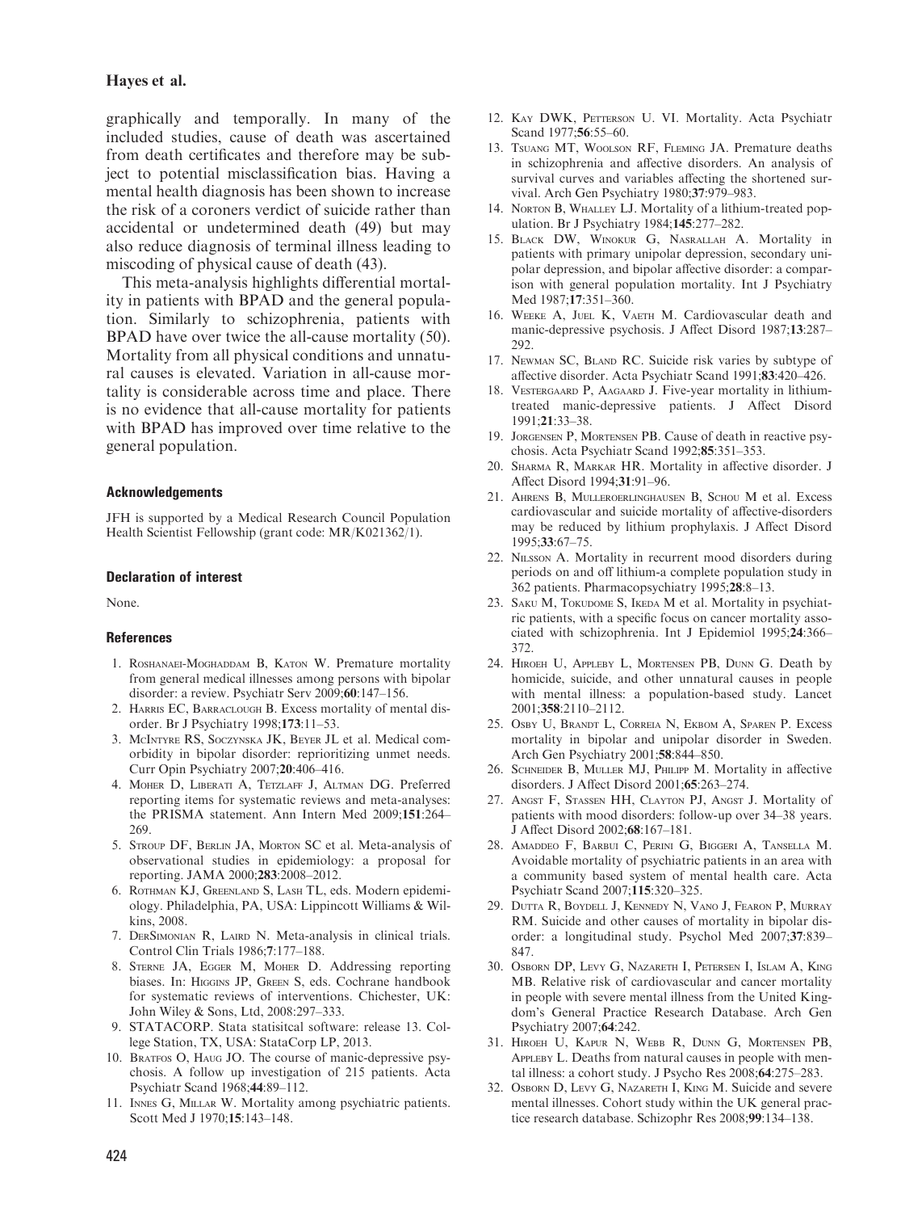graphically and temporally. In many of the included studies, cause of death was ascertained from death certificates and therefore may be subject to potential misclassification bias. Having a mental health diagnosis has been shown to increase the risk of a coroners verdict of suicide rather than accidental or undetermined death (49) but may also reduce diagnosis of terminal illness leading to miscoding of physical cause of death (43).

This meta-analysis highlights differential mortality in patients with BPAD and the general population. Similarly to schizophrenia, patients with BPAD have over twice the all-cause mortality (50). Mortality from all physical conditions and unnatural causes is elevated. Variation in all-cause mortality is considerable across time and place. There is no evidence that all-cause mortality for patients with BPAD has improved over time relative to the general population.

#### Acknowledgements

JFH is supported by a Medical Research Council Population Health Scientist Fellowship (grant code: MR/K021362/1).

#### Declaration of interest

None.

#### References

1. Roshanaei-Moghaddam B, Katon W. Premature mortality from general medical illnesses among persons with bipolar disorder: a review. Psychiatr Serv 2009;**60**:147–156.
2. Harris EC, Barraclough B. Excess mortality of mental disorder. Br J Psychiatry 1998;**173**:11–53.
3. McIntyre RS, Soczynska JK, Beyer JL et al. Medical comorbidity in bipolar disorder: reprioritizing unmet needs. Curr Opin Psychiatry 2007;**20**:406–416.
4. Moher D, Liberati A, Tetzlaff J, Altman DG. Preferred reporting items for systematic reviews and meta-analyses: the PRISMA statement. Ann Intern Med 2009;**151**:264–269.
5. Stroup DF, Berlin JA, Morton SC et al. Meta-analysis of observational studies in epidemiology: a proposal for reporting. JAMA 2000;**283**:2008–2012.
6. Rothman KJ, Greenland S, Lash TL, eds. Modern epidemiology. Philadelphia, PA, USA: Lippincott Williams & Wilkins, 2008.
7. DerSimonian R, Laird N. Meta-analysis in clinical trials. Control Clin Trials 1986;**7**:177–188.
8. Sterne JA, Egger M, Moher D. Addressing reporting biases. In: Higgins JP, Green S, eds. Cochrane handbook for systematic reviews of interventions. Chichester, UK: John Wiley & Sons, Ltd, 2008:297–333.
9. STATACORP. Stata statisitcal software: release 13. College Station, TX, USA: StataCorp LP, 2013.
10. Bratfos O, Haug JO. The course of manic-depressive psychosis. A follow up investigation of 215 patients. Acta Psychiatr Scand 1968;**44**:89–112.
11. Innes G, Millar W. Mortality among psychiatric patients. Scott Med J 1970;**15**:143–148.
12. Kay DWK, Petterson U. VI. Mortality. Acta Psychiatr Scand 1977;**56**:55–60.
13. Tsuang MT, Woolson RF, Fleming JA. Premature deaths in schizophrenia and affective disorders. An analysis of survival curves and variables affecting the shortened survival. Arch Gen Psychiatry 1980;**37**:979–983.
14. Norton B, Whalley LJ. Mortality of a lithium-treated population. Br J Psychiatry 1984;**145**:277–282.
15. Black DW, Winokur G, Nasrallah A. Mortality in patients with primary unipolar depression, secondary unipolar depression, and bipolar affective disorder: a comparison with general population mortality. Int J Psychiatry Med 1987;**17**:351–360.
16. Weeke A, Juel K, Vaeth M. Cardiovascular death and manic-depressive psychosis. J Affect Disord 1987;**13**:287–292.
17. Newman SC, Bland RC. Suicide risk varies by subtype of affective disorder. Acta Psychiatr Scand 1991;**83**:420–426.
18. Vestergaard P, Aagaard J. Five-year mortality in lithium-treated manic-depressive patients. J Affect Disord 1991;**21**:33–38.
19. Jorgensen P, Mortensen PB. Cause of death in reactive psychosis. Acta Psychiatr Scand 1992;**85**:351–353.
20. Sharma R, Markar HR. Mortality in affective disorder. J Affect Disord 1994;**31**:91–96.
21. Ahrens B, Mulleroerlinghausen B, Schou M et al. Excess cardiovascular and suicide mortality of affective-disorders may be reduced by lithium prophylaxis. J Affect Disord 1995;**33**:67–75.
22. Nilsson A. Mortality in recurrent mood disorders during periods on and off lithium-a complete population study in 362 patients. Pharmacopsychiatry 1995;**28**:8–13.
23. Saku M, Tokudome S, Ikeda M et al. Mortality in psychiatric patients, with a specific focus on cancer mortality associated with schizophrenia. Int J Epidemiol 1995;**24**:366–372.
24. Hiroeh U, Appleby L, Mortensen PB, Dunn G. Death by homicide, suicide, and other unnatural causes in people with mental illness: a population-based study. Lancet 2001;**358**:2110–2112.
25. Osby U, Brandt L, Correia N, Ekbom A, Sparen P. Excess mortality in bipolar and unipolar disorder in Sweden. Arch Gen Psychiatry 2001;**58**:844–850.
26. Schneider B, Muller MJ, Philipp M. Mortality in affective disorders. J Affect Disord 2001;**65**:263–274.
27. Angst F, Stassen HH, Clayton PJ, Angst J. Mortality of patients with mood disorders: follow-up over 34–38 years. J Affect Disord 2002;**68**:167–181.
28. Amaddeo F, Barbui C, Perini G, Biggeri A, Tansella M. Avoidable mortality of psychiatric patients in an area with a community based system of mental health care. Acta Psychiatr Scand 2007;**115**:320–325.
29. Dutta R, Boydell J, Kennedy N, Vano J, Fearon P, Murray RM. Suicide and other causes of mortality in bipolar disorder: a longitudinal study. Psychol Med 2007;**37**:839–847.
30. Osborn DP, Levy G, Nazareth I, Petersen I, Islam A, King MB. Relative risk of cardiovascular and cancer mortality in people with severe mental illness from the United Kingdom's General Practice Research Database. Arch Gen Psychiatry 2007;**64**:242.
31. Hiroeh U, Kapur N, Webb R, Dunn G, Mortensen PB, Appleby L. Deaths from natural causes in people with mental illness: a cohort study. J Psycho Res 2008;**64**:275–283.
32. Osborn D, Levy G, Nazareth I, King M. Suicide and severe mental illnesses. Cohort study within the UK general practice research database. Schizophr Res 2008;**99**:134–138.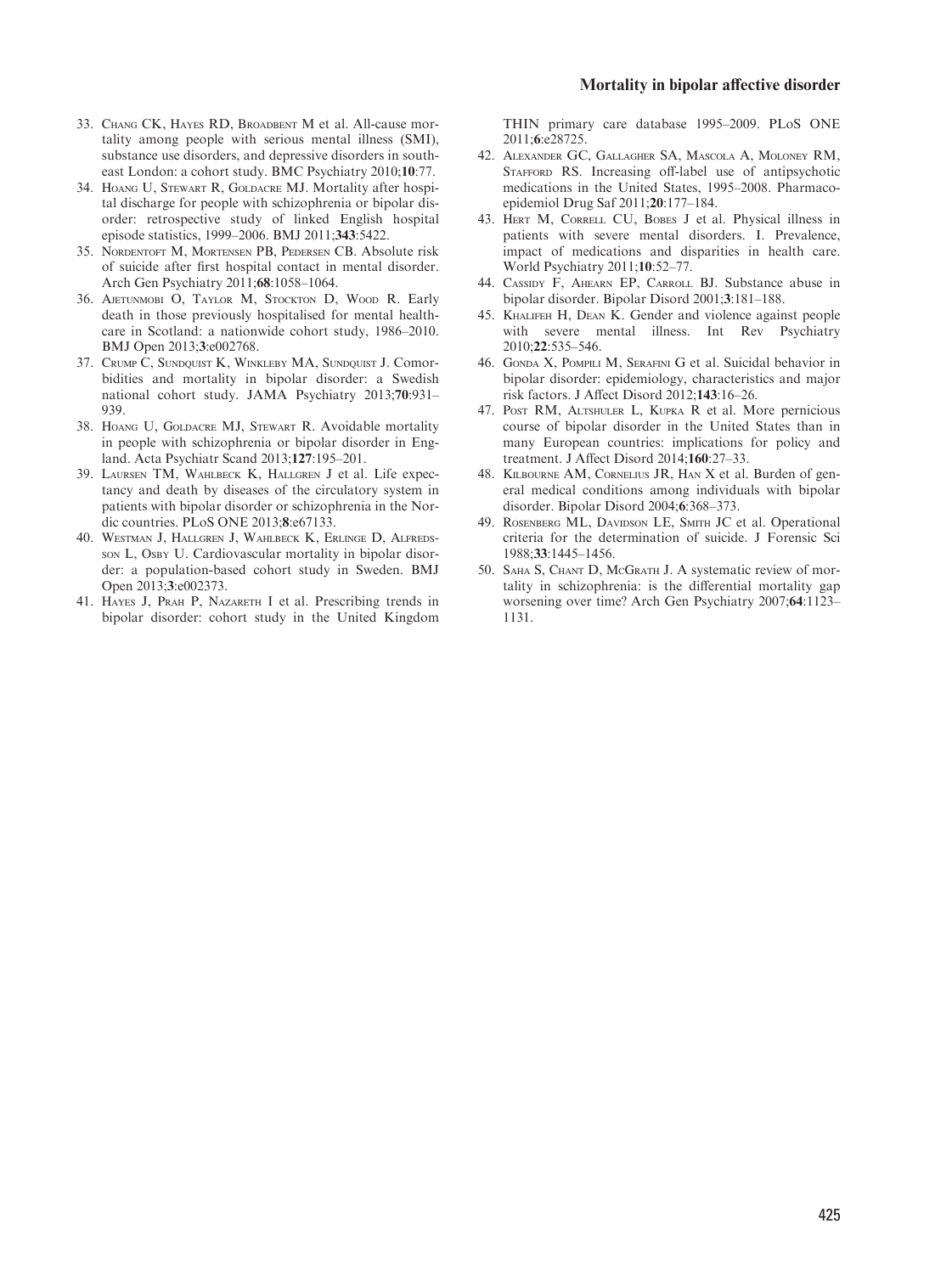33. Chang CK, Hayes RD, Broadbent M et al. All-cause mortality among people with serious mental illness (SMI), substance use disorders, and depressive disorders in southeast London: a cohort study. BMC Psychiatry 2010;**10**:77.
34. Hoang U, Stewart R, Goldacre MJ. Mortality after hospital discharge for people with schizophrenia or bipolar disorder: retrospective study of linked English hospital episode statistics, 1999–2006. BMJ 2011;**343**:5422.
35. Nordentoft M, Mortensen PB, Pedersen CB. Absolute risk of suicide after first hospital contact in mental disorder. Arch Gen Psychiatry 2011;**68**:1058–1064.
36. Ajetunmobi O, Taylor M, Stockton D, Wood R. Early death in those previously hospitalised for mental healthcare in Scotland: a nationwide cohort study, 1986–2010. BMJ Open 2013;**3**:e002768.
37. Crump C, Sundquist K, Winkleby MA, Sundquist J. Comorbidities and mortality in bipolar disorder: a Swedish national cohort study. JAMA Psychiatry 2013;**70**:931–939.
38. Hoang U, Goldacre MJ, Stewart R. Avoidable mortality in people with schizophrenia or bipolar disorder in England. Acta Psychiatr Scand 2013;**127**:195–201.
39. Laursen TM, Wahlbeck K, Hallgren J et al. Life expectancy and death by diseases of the circulatory system in patients with bipolar disorder or schizophrenia in the Nordic countries. PLoS ONE 2013;**8**:e67133.
40. Westman J, Hallgren J, Wahlbeck K, Erlinge D, Alfredsson L, Osby U. Cardiovascular mortality in bipolar disorder: a population-based cohort study in Sweden. BMJ Open 2013;**3**:e002373.
41. Hayes J, Prah P, Nazareth I et al. Prescribing trends in bipolar disorder: cohort study in the United Kingdom THIN primary care database 1995–2009. PLoS ONE 2011;**6**:e28725.
42. Alexander GC, Gallagher SA, Mascola A, Moloney RM, Stafford RS. Increasing off-label use of antipsychotic medications in the United States, 1995–2008. Pharmacoepidemiol Drug Saf 2011;**20**:177–184.
43. Hert M, Correll CU, Bobes J et al. Physical illness in patients with severe mental disorders. I. Prevalence, impact of medications and disparities in health care. World Psychiatry 2011;**10**:52–77.
44. Cassidy F, Ahearn EP, Carroll BJ. Substance abuse in bipolar disorder. Bipolar Disord 2001;**3**:181–188.
45. Khalifeh H, Dean K. Gender and violence against people with severe mental illness. Int Rev Psychiatry 2010;**22**:535–546.
46. Gonda X, Pompili M, Serafini G et al. Suicidal behavior in bipolar disorder: epidemiology, characteristics and major risk factors. J Affect Disord 2012;**143**:16–26.
47. Post RM, Altshuler L, Kupka R et al. More pernicious course of bipolar disorder in the United States than in many European countries: implications for policy and treatment. J Affect Disord 2014;**160**:27–33.
48. Kilbourne AM, Cornelius JR, Han X et al. Burden of general medical conditions among individuals with bipolar disorder. Bipolar Disord 2004;**6**:368–373.
49. Rosenberg ML, Davidson LE, Smith JC et al. Operational criteria for the determination of suicide. J Forensic Sci 1988;**33**:1445–1456.
50. Saha S, Chant D, McGrath J. A systematic review of mortality in schizophrenia: is the differential mortality gap worsening over time? Arch Gen Psychiatry 2007;**64**:1123–1131.